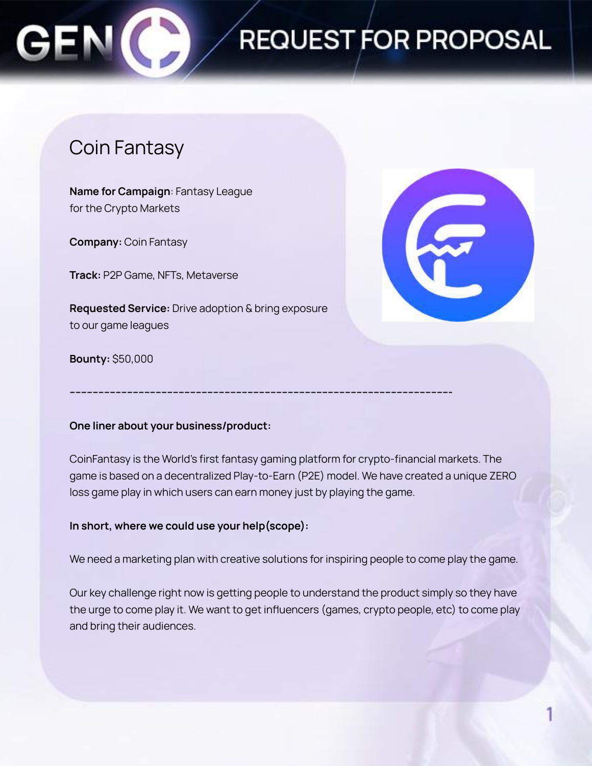# REQUEST FOR PROPOSAL

## Coin Fantasy

**Name for Campaign**: Fantasy League for the Crypto Markets

**Company:** Coin Fantasy

**Track:** P2P Game, NFTs, Metaverse

**Requested Service:** Drive adoption & bring exposure to our game leagues

**Bounty:** $50,000

---

**One liner about your business/product:**

CoinFantasy is the World's first fantasy gaming platform for crypto-financial markets. The game is based on a decentralized Play-to-Earn (P2E) model. We have created a unique ZERO loss game play in which users can earn money just by playing the game.

**In short, where we could use your help(scope):**

We need a marketing plan with creative solutions for inspiring people to come play the game.

Our key challenge right now is getting people to understand the product simply so they have the urge to come play it. We want to get influencers (games, crypto people, etc) to come play and bring their audiences.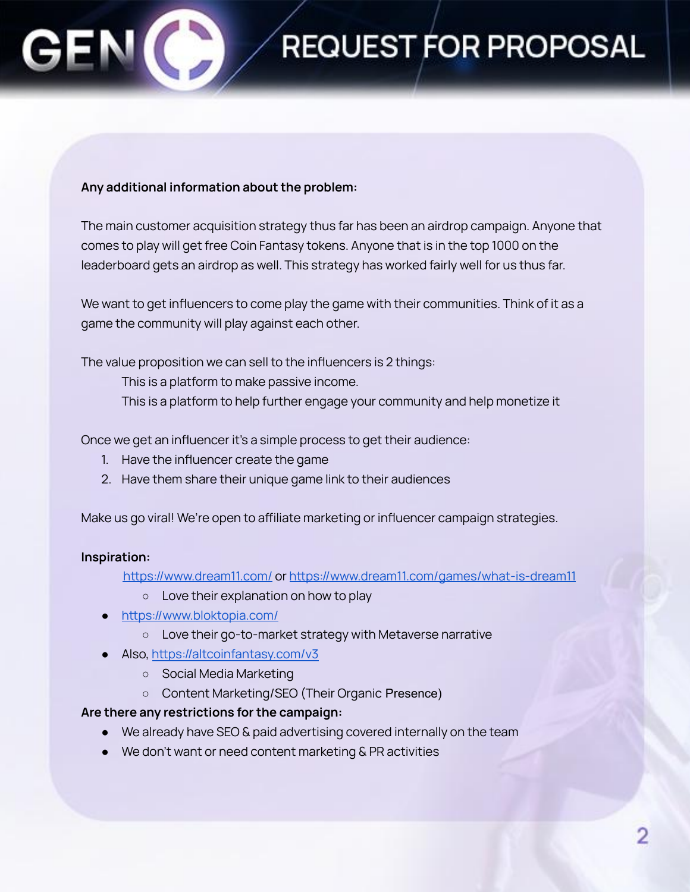**Any additional information about the problem:**

The main customer acquisition strategy thus far has been an airdrop campaign. Anyone that comes to play will get free Coin Fantasy tokens. Anyone that is in the top 1000 on the leaderboard gets an airdrop as well. This strategy has worked fairly well for us thus far.

We want to get influencers to come play the game with their communities. Think of it as a game the community will play against each other.

The value proposition we can sell to the influencers is 2 things:

This is a platform to make passive income.
This is a platform to help further engage your community and help monetize it

Once we get an influencer it's a simple process to get their audience:

1. Have the influencer create the game
2. Have them share their unique game link to their audiences

Make us go viral! We're open to affiliate marketing or influencer campaign strategies.

**Inspiration:**

- https://www.dream11.com/ or https://www.dream11.com/games/what-is-dream11
  - Love their explanation on how to play
- https://www.bloktopia.com/
  - Love their go-to-market strategy with Metaverse narrative
- Also, https://altcoinfantasy.com/v3
  - Social Media Marketing
  - Content Marketing/SEO (Their Organic Presence)

**Are there any restrictions for the campaign:**

- We already have SEO & paid advertising covered internally on the team
- We don't want or need content marketing & PR activities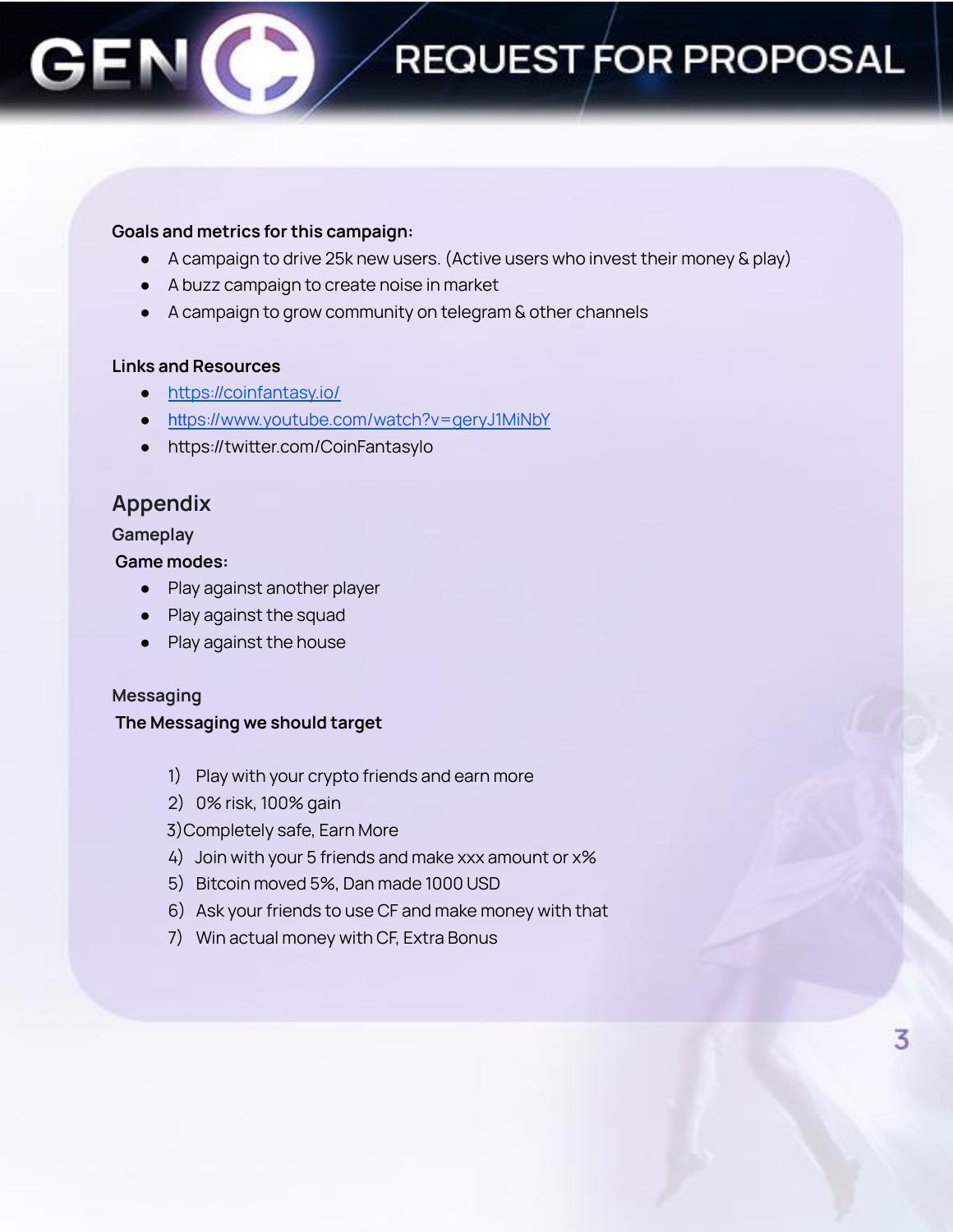**Goals and metrics for this campaign:**

- A campaign to drive 25k new users. (Active users who invest their money & play)
- A buzz campaign to create noise in market
- A campaign to grow community on telegram & other channels

**Links and Resources**

- https://coinfantasy.io/
- https://www.youtube.com/watch?v=geryJ1MiNbY
- https://twitter.com/CoinFantasylo

## Appendix

### Gameplay

**Game modes:**

- Play against another player
- Play against the squad
- Play against the house

### Messaging

**The Messaging we should target**

1) Play with your crypto friends and earn more
2) 0% risk, 100% gain
3) Completely safe, Earn More
4) Join with your 5 friends and make xxx amount or x%
5) Bitcoin moved 5%, Dan made 1000 USD
6) Ask your friends to use CF and make money with that
7) Win actual money with CF, Extra Bonus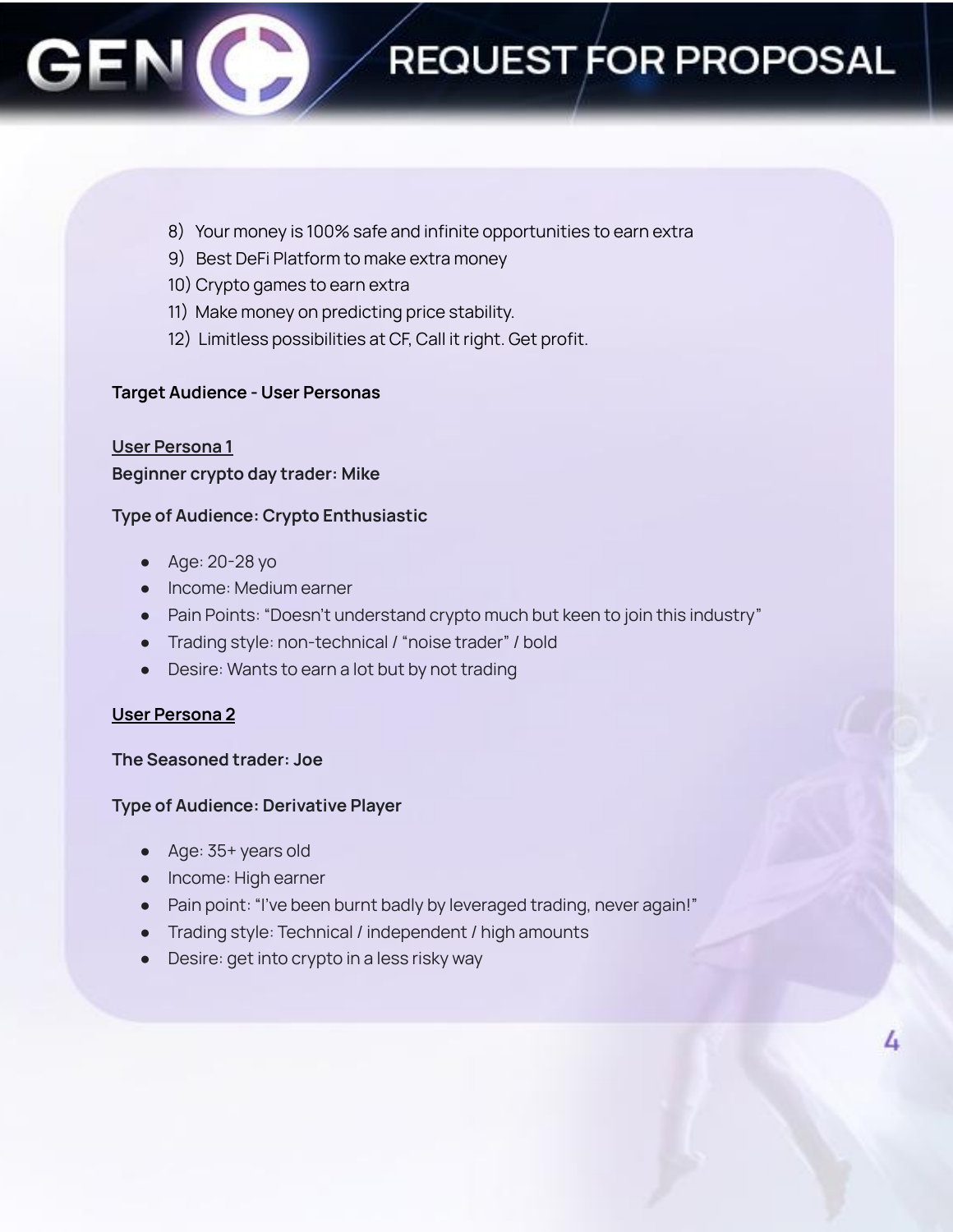8) Your money is 100% safe and infinite opportunities to earn extra
9) Best DeFi Platform to make extra money
10) Crypto games to earn extra
11) Make money on predicting price stability.
12) Limitless possibilities at CF, Call it right. Get profit.

**Target Audience - User Personas**

**<u>User Persona 1</u>**

**Beginner crypto day trader: Mike**

**Type of Audience: Crypto Enthusiastic**

- Age: 20-28 yo
- Income: Medium earner
- Pain Points: “Doesn't understand crypto much but keen to join this industry”
- Trading style: non-technical / “noise trader” / bold
- Desire: Wants to earn a lot but by not trading

**<u>User Persona 2</u>**

**The Seasoned trader: Joe**

**Type of Audience: Derivative Player**

- Age: 35+ years old
- Income: High earner
- Pain point: “I've been burnt badly by leveraged trading, never again!”
- Trading style: Technical / independent / high amounts
- Desire: get into crypto in a less risky way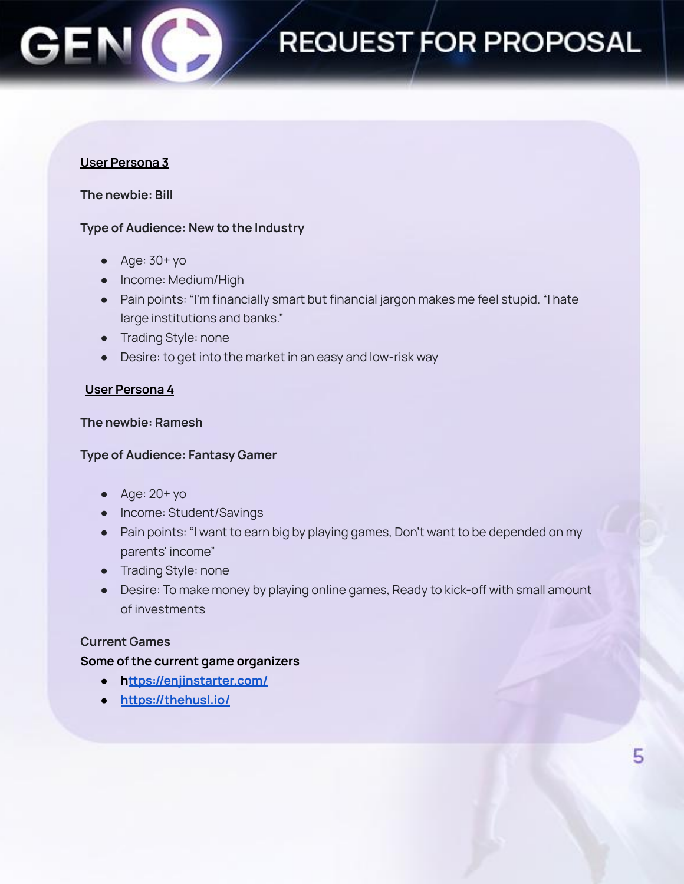**User Persona 3**

**The newbie: Bill**

**Type of Audience: New to the Industry**

- Age: 30+ yo
- Income: Medium/High
- Pain points: "I'm financially smart but financial jargon makes me feel stupid. "I hate large institutions and banks."
- Trading Style: none
- Desire: to get into the market in an easy and low-risk way

**User Persona 4**

**The newbie: Ramesh**

**Type of Audience: Fantasy Gamer**

- Age: 20+ yo
- Income: Student/Savings
- Pain points: "I want to earn big by playing games, Don't want to be depended on my parents' income"
- Trading Style: none
- Desire: To make money by playing online games, Ready to kick-off with small amount of investments

**Current Games**

**Some of the current game organizers**

- https://enjinstarter.com/
- https://thehusl.io/